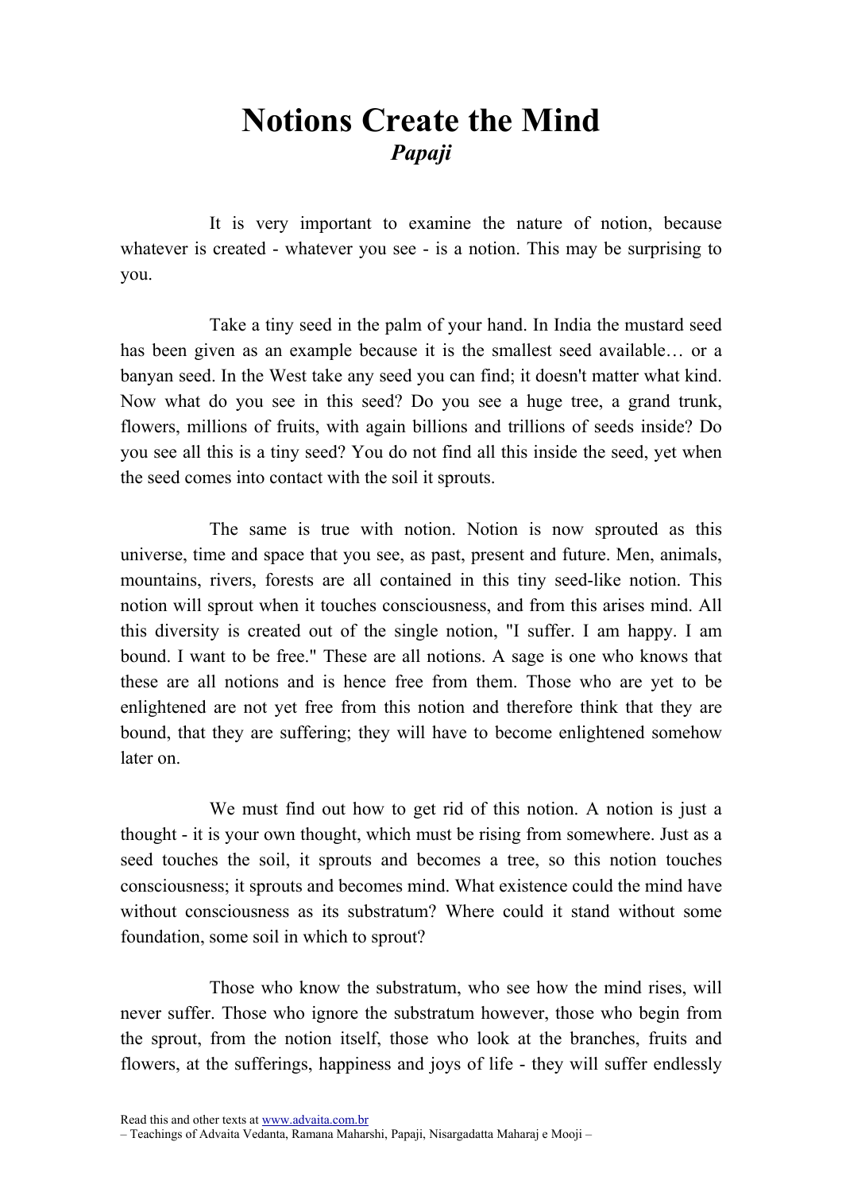# Notions Create the Mind

***Papaji***

It is very important to examine the nature of notion, because whatever is created - whatever you see - is a notion. This may be surprising to you.

Take a tiny seed in the palm of your hand. In India the mustard seed has been given as an example because it is the smallest seed available… or a banyan seed. In the West take any seed you can find; it doesn't matter what kind. Now what do you see in this seed? Do you see a huge tree, a grand trunk, flowers, millions of fruits, with again billions and trillions of seeds inside? Do you see all this is a tiny seed? You do not find all this inside the seed, yet when the seed comes into contact with the soil it sprouts.

The same is true with notion. Notion is now sprouted as this universe, time and space that you see, as past, present and future. Men, animals, mountains, rivers, forests are all contained in this tiny seed-like notion. This notion will sprout when it touches consciousness, and from this arises mind. All this diversity is created out of the single notion, "I suffer. I am happy. I am bound. I want to be free." These are all notions. A sage is one who knows that these are all notions and is hence free from them. Those who are yet to be enlightened are not yet free from this notion and therefore think that they are bound, that they are suffering; they will have to become enlightened somehow later on.

We must find out how to get rid of this notion. A notion is just a thought - it is your own thought, which must be rising from somewhere. Just as a seed touches the soil, it sprouts and becomes a tree, so this notion touches consciousness; it sprouts and becomes mind. What existence could the mind have without consciousness as its substratum? Where could it stand without some foundation, some soil in which to sprout?

Those who know the substratum, who see how the mind rises, will never suffer. Those who ignore the substratum however, those who begin from the sprout, from the notion itself, those who look at the branches, fruits and flowers, at the sufferings, happiness and joys of life - they will suffer endlessly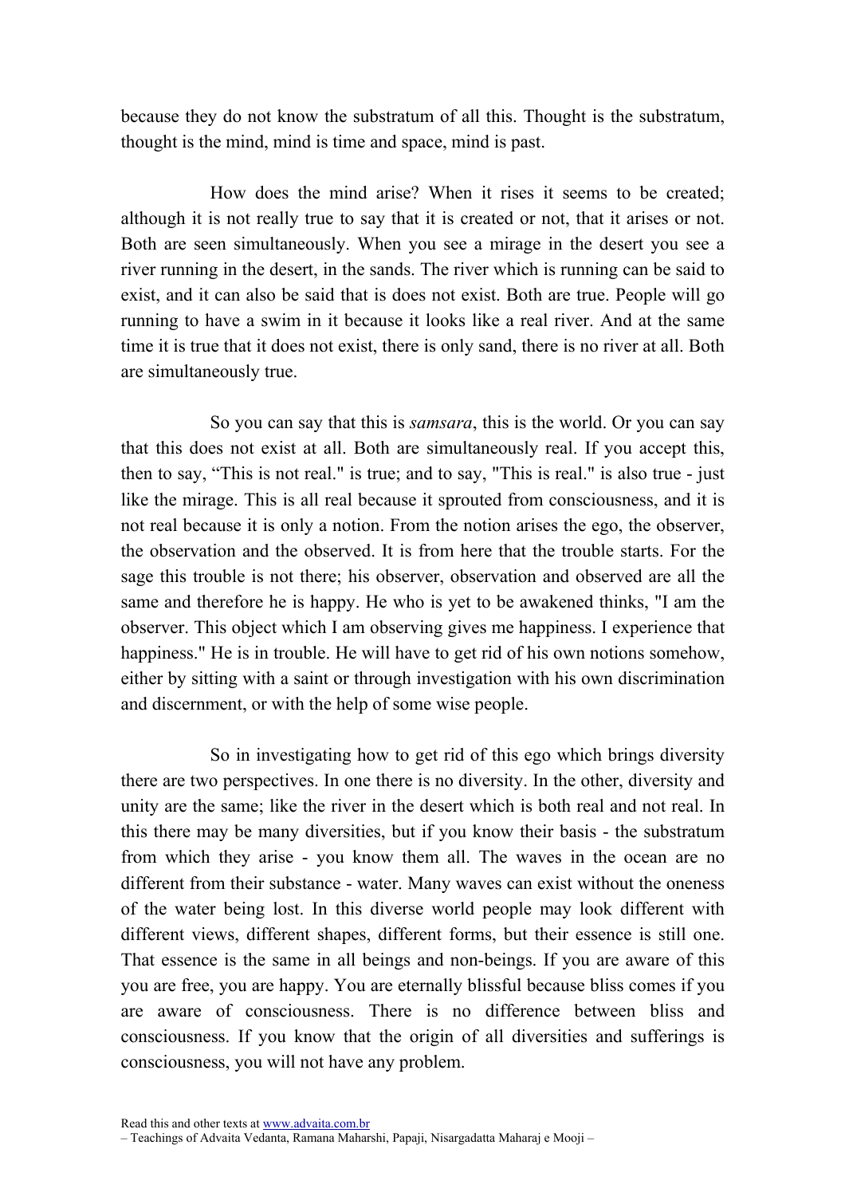because they do not know the substratum of all this. Thought is the substratum, thought is the mind, mind is time and space, mind is past.

How does the mind arise? When it rises it seems to be created; although it is not really true to say that it is created or not, that it arises or not. Both are seen simultaneously. When you see a mirage in the desert you see a river running in the desert, in the sands. The river which is running can be said to exist, and it can also be said that is does not exist. Both are true. People will go running to have a swim in it because it looks like a real river. And at the same time it is true that it does not exist, there is only sand, there is no river at all. Both are simultaneously true.

So you can say that this is *samsara*, this is the world. Or you can say that this does not exist at all. Both are simultaneously real. If you accept this, then to say, "This is not real." is true; and to say, "This is real." is also true - just like the mirage. This is all real because it sprouted from consciousness, and it is not real because it is only a notion. From the notion arises the ego, the observer, the observation and the observed. It is from here that the trouble starts. For the sage this trouble is not there; his observer, observation and observed are all the same and therefore he is happy. He who is yet to be awakened thinks, "I am the observer. This object which I am observing gives me happiness. I experience that happiness." He is in trouble. He will have to get rid of his own notions somehow, either by sitting with a saint or through investigation with his own discrimination and discernment, or with the help of some wise people.

So in investigating how to get rid of this ego which brings diversity there are two perspectives. In one there is no diversity. In the other, diversity and unity are the same; like the river in the desert which is both real and not real. In this there may be many diversities, but if you know their basis - the substratum from which they arise - you know them all. The waves in the ocean are no different from their substance - water. Many waves can exist without the oneness of the water being lost. In this diverse world people may look different with different views, different shapes, different forms, but their essence is still one. That essence is the same in all beings and non-beings. If you are aware of this you are free, you are happy. You are eternally blissful because bliss comes if you are aware of consciousness. There is no difference between bliss and consciousness. If you know that the origin of all diversities and sufferings is consciousness, you will not have any problem.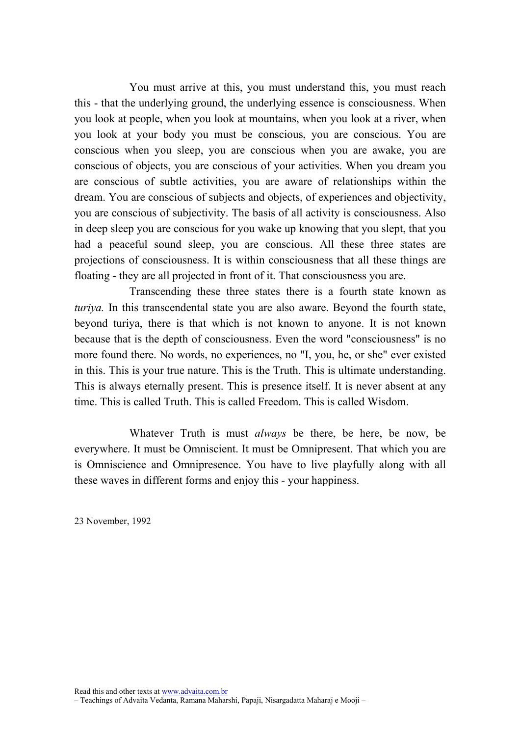You must arrive at this, you must understand this, you must reach this - that the underlying ground, the underlying essence is consciousness. When you look at people, when you look at mountains, when you look at a river, when you look at your body you must be conscious, you are conscious. You are conscious when you sleep, you are conscious when you are awake, you are conscious of objects, you are conscious of your activities. When you dream you are conscious of subtle activities, you are aware of relationships within the dream. You are conscious of subjects and objects, of experiences and objectivity, you are conscious of subjectivity. The basis of all activity is consciousness. Also in deep sleep you are conscious for you wake up knowing that you slept, that you had a peaceful sound sleep, you are conscious. All these three states are projections of consciousness. It is within consciousness that all these things are floating - they are all projected in front of it. That consciousness you are.

Transcending these three states there is a fourth state known as *turiya.* In this transcendental state you are also aware. Beyond the fourth state, beyond turiya, there is that which is not known to anyone. It is not known because that is the depth of consciousness. Even the word "consciousness" is no more found there. No words, no experiences, no "I, you, he, or she" ever existed in this. This is your true nature. This is the Truth. This is ultimate understanding. This is always eternally present. This is presence itself. It is never absent at any time. This is called Truth. This is called Freedom. This is called Wisdom.

Whatever Truth is must *always* be there, be here, be now, be everywhere. It must be Omniscient. It must be Omnipresent. That which you are is Omniscience and Omnipresence. You have to live playfully along with all these waves in different forms and enjoy this - your happiness.

23 November, 1992

Read this and other texts at www.advaita.com.br
– Teachings of Advaita Vedanta, Ramana Maharshi, Papaji, Nisargadatta Maharaj e Mooji –